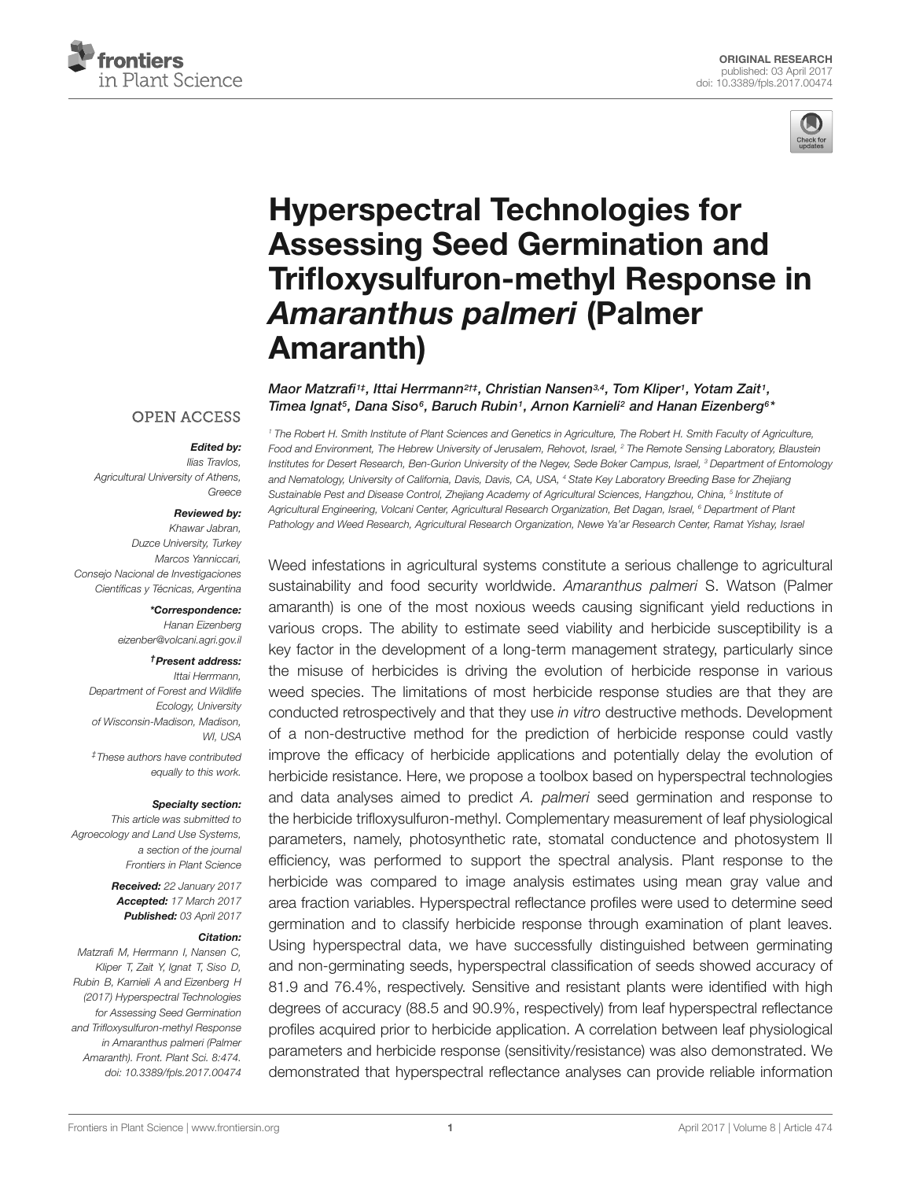ORIGINAL RESEARCH
published: 03 April 2017
doi: 10.3389/fpls.2017.00474

# Hyperspectral Technologies for Assessing Seed Germination and Trifloxysulfuron-methyl Response in *Amaranthus palmeri* (Palmer Amaranth)

Maor Matzrafi[1‡], Ittai Herrmann[2†‡], Christian Nansen[3,4], Tom Kliper[1], Yotam Zait[1], Timea Ignat[5], Dana Siso[6], Baruch Rubin[1], Arnon Karnieli[2] and Hanan Eizenberg[6*]

[1] The Robert H. Smith Institute of Plant Sciences and Genetics in Agriculture, The Robert H. Smith Faculty of Agriculture, Food and Environment, The Hebrew University of Jerusalem, Rehovot, Israel, [2] The Remote Sensing Laboratory, Blaustein Institutes for Desert Research, Ben-Gurion University of the Negev, Sede Boker Campus, Israel, [3] Department of Entomology and Nematology, University of California, Davis, Davis, CA, USA, [4] State Key Laboratory Breeding Base for Zhejiang Sustainable Pest and Disease Control, Zhejiang Academy of Agricultural Sciences, Hangzhou, China, [5] Institute of Agricultural Engineering, Volcani Center, Agricultural Research Organization, Bet Dagan, Israel, [6] Department of Plant Pathology and Weed Research, Agricultural Research Organization, Newe Ya'ar Research Center, Ramat Yishay, Israel

OPEN ACCESS

**Edited by:**
Ilias Travlos,
Agricultural University of Athens, Greece

**Reviewed by:**
Khawar Jabran,
Duzce University, Turkey
Marcos Yanniccari,
Consejo Nacional de Investigaciones Científicas y Técnicas, Argentina

***Correspondence:**
Hanan Eizenberg
eizenber@volcani.agri.gov.il

**†Present address:**
Ittai Herrmann,
Department of Forest and Wildlife Ecology, University of Wisconsin-Madison, Madison, WI, USA

‡These authors have contributed equally to this work.

**Specialty section:**
This article was submitted to Agroecology and Land Use Systems, a section of the journal Frontiers in Plant Science

**Received:** 22 January 2017
**Accepted:** 17 March 2017
**Published:** 03 April 2017

**Citation:**
Matzrafi M, Herrmann I, Nansen C, Kliper T, Zait Y, Ignat T, Siso D, Rubin B, Karnieli A and Eizenberg H (2017) Hyperspectral Technologies for Assessing Seed Germination and Trifloxysulfuron-methyl Response in Amaranthus palmeri (Palmer Amaranth). Front. Plant Sci. 8:474. doi: 10.3389/fpls.2017.00474

Weed infestations in agricultural systems constitute a serious challenge to agricultural sustainability and food security worldwide. *Amaranthus palmeri* S. Watson (Palmer amaranth) is one of the most noxious weeds causing significant yield reductions in various crops. The ability to estimate seed viability and herbicide susceptibility is a key factor in the development of a long-term management strategy, particularly since the misuse of herbicides is driving the evolution of herbicide response in various weed species. The limitations of most herbicide response studies are that they are conducted retrospectively and that they use *in vitro* destructive methods. Development of a non-destructive method for the prediction of herbicide response could vastly improve the efficacy of herbicide applications and potentially delay the evolution of herbicide resistance. Here, we propose a toolbox based on hyperspectral technologies and data analyses aimed to predict *A. palmeri* seed germination and response to the herbicide trifloxysulfuron-methyl. Complementary measurement of leaf physiological parameters, namely, photosynthetic rate, stomatal conductence and photosystem II efficiency, was performed to support the spectral analysis. Plant response to the herbicide was compared to image analysis estimates using mean gray value and area fraction variables. Hyperspectral reflectance profiles were used to determine seed germination and to classify herbicide response through examination of plant leaves. Using hyperspectral data, we have successfully distinguished between germinating and non-germinating seeds, hyperspectral classification of seeds showed accuracy of 81.9 and 76.4%, respectively. Sensitive and resistant plants were identified with high degrees of accuracy (88.5 and 90.9%, respectively) from leaf hyperspectral reflectance profiles acquired prior to herbicide application. A correlation between leaf physiological parameters and herbicide response (sensitivity/resistance) was also demonstrated. We demonstrated that hyperspectral reflectance analyses can provide reliable information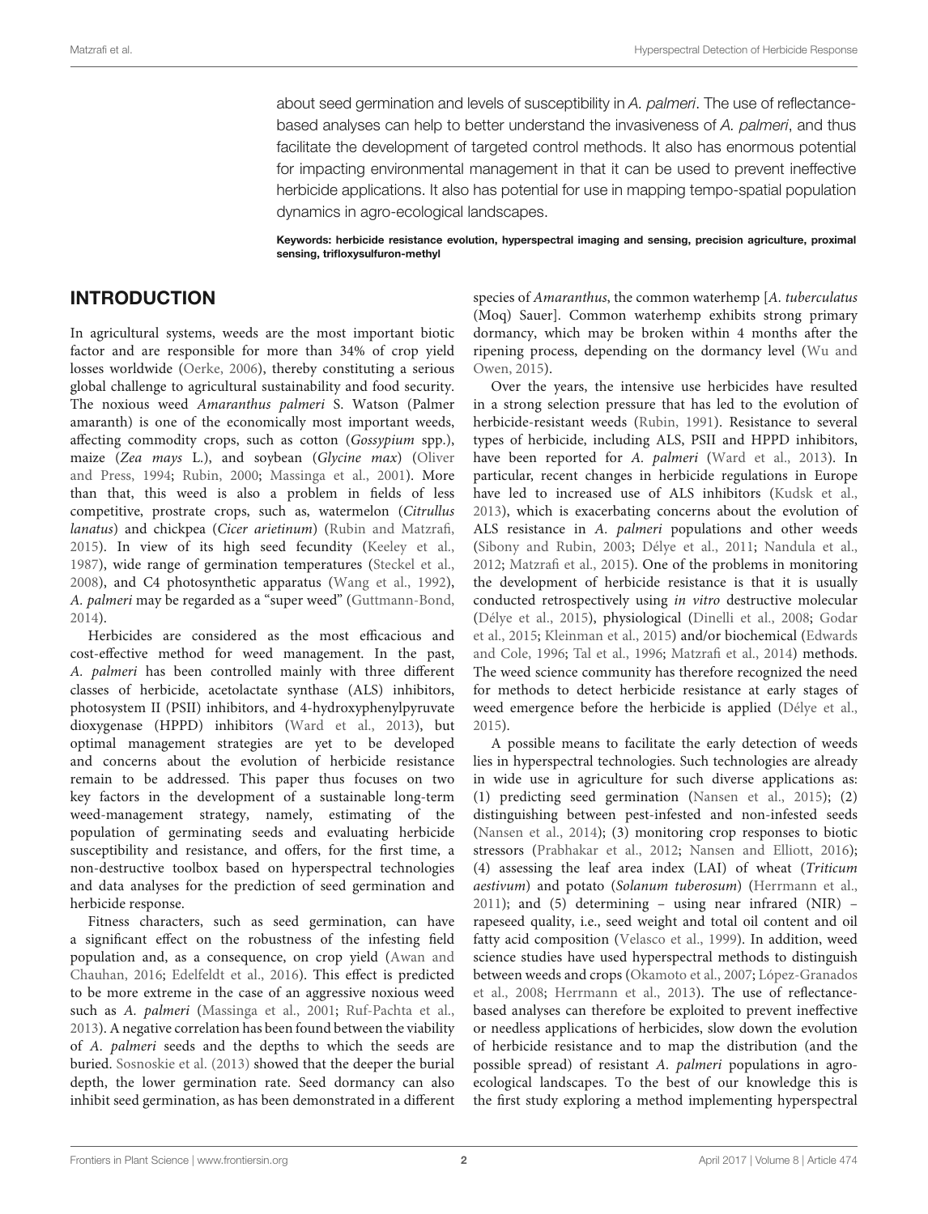about seed germination and levels of susceptibility in *A. palmeri*. The use of reflectance-based analyses can help to better understand the invasiveness of *A. palmeri*, and thus facilitate the development of targeted control methods. It also has enormous potential for impacting environmental management in that it can be used to prevent ineffective herbicide applications. It also has potential for use in mapping tempo-spatial population dynamics in agro-ecological landscapes.

**Keywords: herbicide resistance evolution, hyperspectral imaging and sensing, precision agriculture, proximal sensing, trifloxysulfuron-methyl**

## INTRODUCTION

In agricultural systems, weeds are the most important biotic factor and are responsible for more than 34% of crop yield losses worldwide (Oerke, 2006), thereby constituting a serious global challenge to agricultural sustainability and food security. The noxious weed *Amaranthus palmeri* S. Watson (Palmer amaranth) is one of the economically most important weeds, affecting commodity crops, such as cotton (*Gossypium* spp.), maize (*Zea mays* L.), and soybean (*Glycine max*) (Oliver and Press, 1994; Rubin, 2000; Massinga et al., 2001). More than that, this weed is also a problem in fields of less competitive, prostrate crops, such as, watermelon (*Citrullus lanatus*) and chickpea (*Cicer arietinum*) (Rubin and Matzrafi, 2015). In view of its high seed fecundity (Keeley et al., 1987), wide range of germination temperatures (Steckel et al., 2008), and C4 photosynthetic apparatus (Wang et al., 1992), *A. palmeri* may be regarded as a "super weed" (Guttmann-Bond, 2014).

Herbicides are considered as the most efficacious and cost-effective method for weed management. In the past, *A. palmeri* has been controlled mainly with three different classes of herbicide, acetolactate synthase (ALS) inhibitors, photosystem II (PSII) inhibitors, and 4-hydroxyphenylpyruvate dioxygenase (HPPD) inhibitors (Ward et al., 2013), but optimal management strategies are yet to be developed and concerns about the evolution of herbicide resistance remain to be addressed. This paper thus focuses on two key factors in the development of a sustainable long-term weed-management strategy, namely, estimating of the population of germinating seeds and evaluating herbicide susceptibility and resistance, and offers, for the first time, a non-destructive toolbox based on hyperspectral technologies and data analyses for the prediction of seed germination and herbicide response.

Fitness characters, such as seed germination, can have a significant effect on the robustness of the infesting field population and, as a consequence, on crop yield (Awan and Chauhan, 2016; Edelfeldt et al., 2016). This effect is predicted to be more extreme in the case of an aggressive noxious weed such as *A. palmeri* (Massinga et al., 2001; Ruf-Pachta et al., 2013). A negative correlation has been found between the viability of *A. palmeri* seeds and the depths to which the seeds are buried. Sosnoskie et al. (2013) showed that the deeper the burial depth, the lower germination rate. Seed dormancy can also inhibit seed germination, as has been demonstrated in a different species of *Amaranthus*, the common waterhemp [*A. tuberculatus* (Moq) Sauer]. Common waterhemp exhibits strong primary dormancy, which may be broken within 4 months after the ripening process, depending on the dormancy level (Wu and Owen, 2015).

Over the years, the intensive use herbicides have resulted in a strong selection pressure that has led to the evolution of herbicide-resistant weeds (Rubin, 1991). Resistance to several types of herbicide, including ALS, PSII and HPPD inhibitors, have been reported for *A. palmeri* (Ward et al., 2013). In particular, recent changes in herbicide regulations in Europe have led to increased use of ALS inhibitors (Kudsk et al., 2013), which is exacerbating concerns about the evolution of ALS resistance in *A. palmeri* populations and other weeds (Sibony and Rubin, 2003; Délye et al., 2011; Nandula et al., 2012; Matzrafi et al., 2015). One of the problems in monitoring the development of herbicide resistance is that it is usually conducted retrospectively using *in vitro* destructive molecular (Délye et al., 2015), physiological (Dinelli et al., 2008; Godar et al., 2015; Kleinman et al., 2015) and/or biochemical (Edwards and Cole, 1996; Tal et al., 1996; Matzrafi et al., 2014) methods. The weed science community has therefore recognized the need for methods to detect herbicide resistance at early stages of weed emergence before the herbicide is applied (Délye et al., 2015).

A possible means to facilitate the early detection of weeds lies in hyperspectral technologies. Such technologies are already in wide use in agriculture for such diverse applications as: (1) predicting seed germination (Nansen et al., 2015); (2) distinguishing between pest-infested and non-infested seeds (Nansen et al., 2014); (3) monitoring crop responses to biotic stressors (Prabhakar et al., 2012; Nansen and Elliott, 2016); (4) assessing the leaf area index (LAI) of wheat (*Triticum aestivum*) and potato (*Solanum tuberosum*) (Herrmann et al., 2011); and (5) determining – using near infrared (NIR) – rapeseed quality, i.e., seed weight and total oil content and oil fatty acid composition (Velasco et al., 1999). In addition, weed science studies have used hyperspectral methods to distinguish between weeds and crops (Okamoto et al., 2007; López-Granados et al., 2008; Herrmann et al., 2013). The use of reflectance-based analyses can therefore be exploited to prevent ineffective or needless applications of herbicides, slow down the evolution of herbicide resistance and to map the distribution (and the possible spread) of resistant *A. palmeri* populations in agro-ecological landscapes. To the best of our knowledge this is the first study exploring a method implementing hyperspectral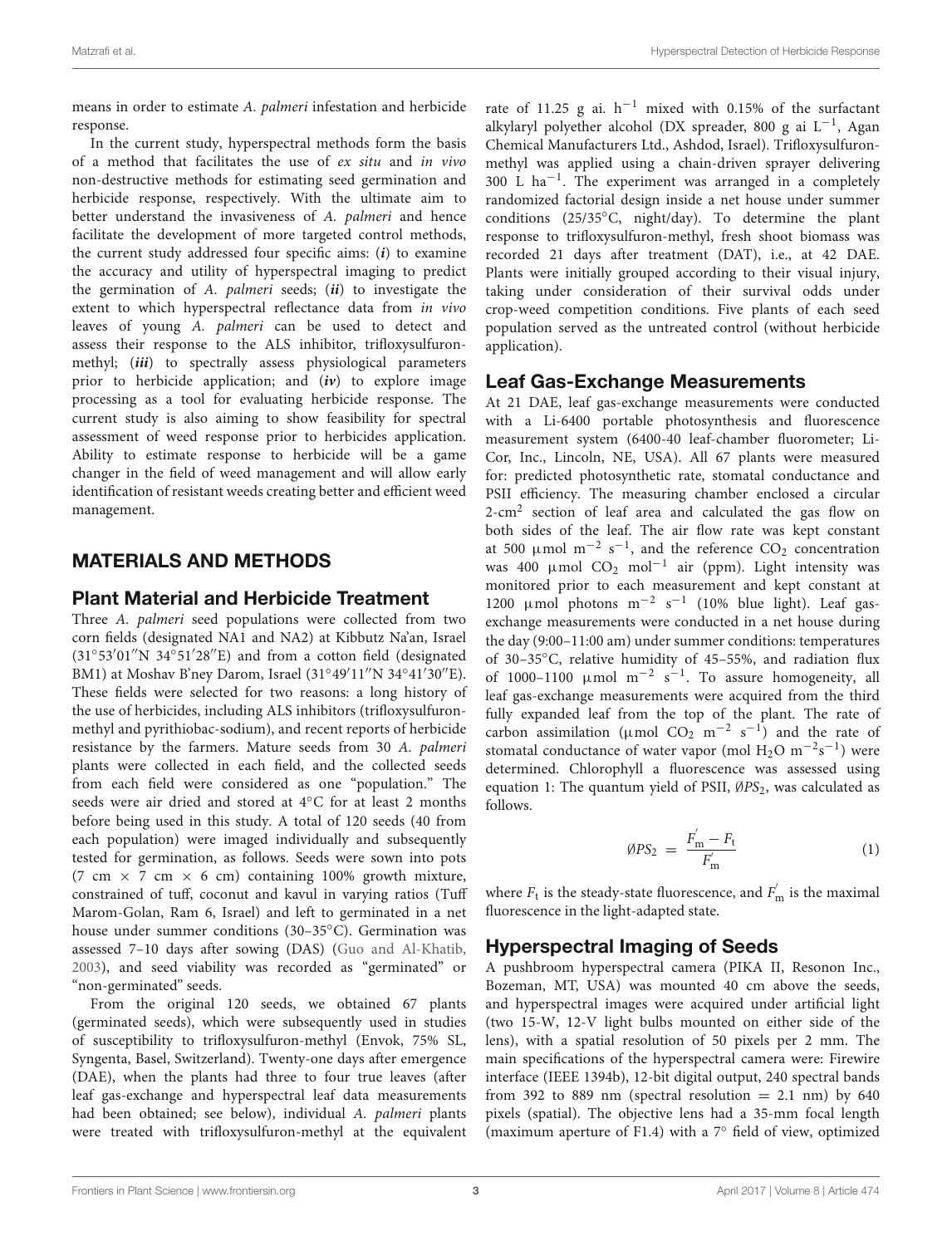means in order to estimate *A. palmeri* infestation and herbicide response.

In the current study, hyperspectral methods form the basis of a method that facilitates the use of *ex situ* and *in vivo* non-destructive methods for estimating seed germination and herbicide response, respectively. With the ultimate aim to better understand the invasiveness of *A. palmeri* and hence facilitate the development of more targeted control methods, the current study addressed four specific aims: (***i***) to examine the accuracy and utility of hyperspectral imaging to predict the germination of *A. palmeri* seeds; (***ii***) to investigate the extent to which hyperspectral reflectance data from *in vivo* leaves of young *A. palmeri* can be used to detect and assess their response to the ALS inhibitor, trifloxysulfuron-methyl; (***iii***) to spectrally assess physiological parameters prior to herbicide application; and (***iv***) to explore image processing as a tool for evaluating herbicide response. The current study is also aiming to show feasibility for spectral assessment of weed response prior to herbicides application. Ability to estimate response to herbicide will be a game changer in the field of weed management and will allow early identification of resistant weeds creating better and efficient weed management.

## MATERIALS AND METHODS

### Plant Material and Herbicide Treatment

Three *A. palmeri* seed populations were collected from two corn fields (designated NA1 and NA2) at Kibbutz Na'an, Israel (31°53′01″N 34°51′28″E) and from a cotton field (designated BM1) at Moshav B'ney Darom, Israel (31°49′11″N 34°41′30″E). These fields were selected for two reasons: a long history of the use of herbicides, including ALS inhibitors (trifloxysulfuron-methyl and pyrithiobac-sodium), and recent reports of herbicide resistance by the farmers. Mature seeds from 30 *A. palmeri* plants were collected in each field, and the collected seeds from each field were considered as one "population." The seeds were air dried and stored at 4°C for at least 2 months before being used in this study. A total of 120 seeds (40 from each population) were imaged individually and subsequently tested for germination, as follows. Seeds were sown into pots (7 cm × 7 cm × 6 cm) containing 100% growth mixture, constrained of tuff, coconut and kavul in varying ratios (Tuff Marom-Golan, Ram 6, Israel) and left to germinated in a net house under summer conditions (30–35°C). Germination was assessed 7–10 days after sowing (DAS) (Guo and Al-Khatib, 2003), and seed viability was recorded as "germinated" or "non-germinated" seeds.

From the original 120 seeds, we obtained 67 plants (germinated seeds), which were subsequently used in studies of susceptibility to trifloxysulfuron-methyl (Envok, 75% SL, Syngenta, Basel, Switzerland). Twenty-one days after emergence (DAE), when the plants had three to four true leaves (after leaf gas-exchange and hyperspectral leaf data measurements had been obtained; see below), individual *A. palmeri* plants were treated with trifloxysulfuron-methyl at the equivalent rate of 11.25 g ai. $h^{-1}$ mixed with 0.15% of the surfactant alkylaryl polyether alcohol (DX spreader, 800 g ai $L^{-1}$, Agan Chemical Manufacturers Ltd., Ashdod, Israel). Trifloxysulfuron-methyl was applied using a chain-driven sprayer delivering 300 L $ha^{-1}$. The experiment was arranged in a completely randomized factorial design inside a net house under summer conditions (25/35°C, night/day). To determine the plant response to trifloxysulfuron-methyl, fresh shoot biomass was recorded 21 days after treatment (DAT), i.e., at 42 DAE. Plants were initially grouped according to their visual injury, taking under consideration of their survival odds under crop-weed competition conditions. Five plants of each seed population served as the untreated control (without herbicide application).

### Leaf Gas-Exchange Measurements

At 21 DAE, leaf gas-exchange measurements were conducted with a Li-6400 portable photosynthesis and fluorescence measurement system (6400-40 leaf-chamber fluorometer; Li-Cor, Inc., Lincoln, NE, USA). All 67 plants were measured for: predicted photosynthetic rate, stomatal conductance and PSII efficiency. The measuring chamber enclosed a circular 2-$cm^2$ section of leaf area and calculated the gas flow on both sides of the leaf. The air flow rate was kept constant at 500 $\mu$mol $m^{-2}$ $s^{-1}$, and the reference $CO_2$ concentration was 400 $\mu$mol $CO_2$ $mol^{-1}$ air (ppm). Light intensity was monitored prior to each measurement and kept constant at 1200 $\mu$mol photons $m^{-2}$ $s^{-1}$ (10% blue light). Leaf gas-exchange measurements were conducted in a net house during the day (9:00–11:00 am) under summer conditions: temperatures of 30–35°C, relative humidity of 45–55%, and radiation flux of 1000–1100 $\mu$mol $m^{-2}$ $s^{-1}$. To assure homogeneity, all leaf gas-exchange measurements were acquired from the third fully expanded leaf from the top of the plant. The rate of carbon assimilation ($\mu$mol $CO_2$ $m^{-2}$ $s^{-1}$) and the rate of stomatal conductance of water vapor (mol $H_2O$ $m^{-2}s^{-1}$) were determined. Chlorophyll a fluorescence was assessed using equation 1: The quantum yield of PSII, $\emptyset PS_2$, was calculated as follows.

$$\emptyset PS_2 = \frac{F_m^{'} - F_t}{F_m^{'}} \tag{1}$$

where $F_t$ is the steady-state fluorescence, and $F_m^{'}$ is the maximal fluorescence in the light-adapted state.

### Hyperspectral Imaging of Seeds

A pushbroom hyperspectral camera (PIKA II, Resonon Inc., Bozeman, MT, USA) was mounted 40 cm above the seeds, and hyperspectral images were acquired under artificial light (two 15-W, 12-V light bulbs mounted on either side of the lens), with a spatial resolution of 50 pixels per 2 mm. The main specifications of the hyperspectral camera were: Firewire interface (IEEE 1394b), 12-bit digital output, 240 spectral bands from 392 to 889 nm (spectral resolution = 2.1 nm) by 640 pixels (spatial). The objective lens had a 35-mm focal length (maximum aperture of F1.4) with a 7° field of view, optimized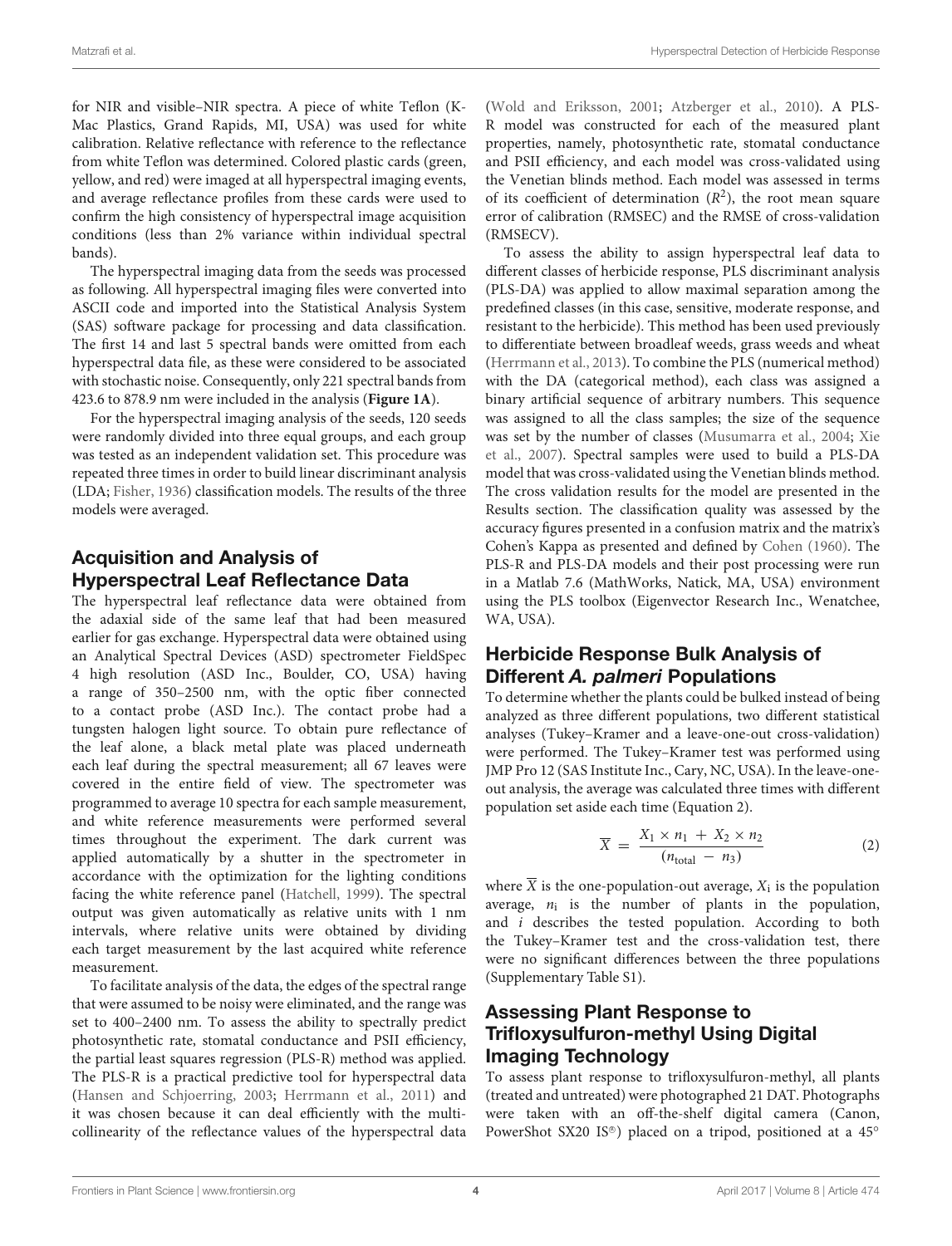for NIR and visible–NIR spectra. A piece of white Teflon (K-Mac Plastics, Grand Rapids, MI, USA) was used for white calibration. Relative reflectance with reference to the reflectance from white Teflon was determined. Colored plastic cards (green, yellow, and red) were imaged at all hyperspectral imaging events, and average reflectance profiles from these cards were used to confirm the high consistency of hyperspectral image acquisition conditions (less than 2% variance within individual spectral bands).

The hyperspectral imaging data from the seeds was processed as following. All hyperspectral imaging files were converted into ASCII code and imported into the Statistical Analysis System (SAS) software package for processing and data classification. The first 14 and last 5 spectral bands were omitted from each hyperspectral data file, as these were considered to be associated with stochastic noise. Consequently, only 221 spectral bands from 423.6 to 878.9 nm were included in the analysis (**Figure 1A**).

For the hyperspectral imaging analysis of the seeds, 120 seeds were randomly divided into three equal groups, and each group was tested as an independent validation set. This procedure was repeated three times in order to build linear discriminant analysis (LDA; Fisher, 1936) classification models. The results of the three models were averaged.

## Acquisition and Analysis of Hyperspectral Leaf Reflectance Data

The hyperspectral leaf reflectance data were obtained from the adaxial side of the same leaf that had been measured earlier for gas exchange. Hyperspectral data were obtained using an Analytical Spectral Devices (ASD) spectrometer FieldSpec 4 high resolution (ASD Inc., Boulder, CO, USA) having a range of 350–2500 nm, with the optic fiber connected to a contact probe (ASD Inc.). The contact probe had a tungsten halogen light source. To obtain pure reflectance of the leaf alone, a black metal plate was placed underneath each leaf during the spectral measurement; all 67 leaves were covered in the entire field of view. The spectrometer was programmed to average 10 spectra for each sample measurement, and white reference measurements were performed several times throughout the experiment. The dark current was applied automatically by a shutter in the spectrometer in accordance with the optimization for the lighting conditions facing the white reference panel (Hatchell, 1999). The spectral output was given automatically as relative units with 1 nm intervals, where relative units were obtained by dividing each target measurement by the last acquired white reference measurement.

To facilitate analysis of the data, the edges of the spectral range that were assumed to be noisy were eliminated, and the range was set to 400–2400 nm. To assess the ability to spectrally predict photosynthetic rate, stomatal conductance and PSII efficiency, the partial least squares regression (PLS-R) method was applied. The PLS-R is a practical predictive tool for hyperspectral data (Hansen and Schjoerring, 2003; Herrmann et al., 2011) and it was chosen because it can deal efficiently with the multi-collinearity of the reflectance values of the hyperspectral data (Wold and Eriksson, 2001; Atzberger et al., 2010). A PLS-R model was constructed for each of the measured plant properties, namely, photosynthetic rate, stomatal conductance and PSII efficiency, and each model was cross-validated using the Venetian blinds method. Each model was assessed in terms of its coefficient of determination ($R^2$), the root mean square error of calibration (RMSEC) and the RMSE of cross-validation (RMSECV).

To assess the ability to assign hyperspectral leaf data to different classes of herbicide response, PLS discriminant analysis (PLS-DA) was applied to allow maximal separation among the predefined classes (in this case, sensitive, moderate response, and resistant to the herbicide). This method has been used previously to differentiate between broadleaf weeds, grass weeds and wheat (Herrmann et al., 2013). To combine the PLS (numerical method) with the DA (categorical method), each class was assigned a binary artificial sequence of arbitrary numbers. This sequence was assigned to all the class samples; the size of the sequence was set by the number of classes (Musumarra et al., 2004; Xie et al., 2007). Spectral samples were used to build a PLS-DA model that was cross-validated using the Venetian blinds method. The cross validation results for the model are presented in the Results section. The classification quality was assessed by the accuracy figures presented in a confusion matrix and the matrix's Cohen's Kappa as presented and defined by Cohen (1960). The PLS-R and PLS-DA models and their post processing were run in a Matlab 7.6 (MathWorks, Natick, MA, USA) environment using the PLS toolbox (Eigenvector Research Inc., Wenatchee, WA, USA).

## Herbicide Response Bulk Analysis of Different *A. palmeri* Populations

To determine whether the plants could be bulked instead of being analyzed as three different populations, two different statistical analyses (Tukey–Kramer and a leave-one-out cross-validation) were performed. The Tukey–Kramer test was performed using JMP Pro 12 (SAS Institute Inc., Cary, NC, USA). In the leave-one-out analysis, the average was calculated three times with different population set aside each time (Equation 2).

$$\overline{X} = \frac{X_1 \times n_1 + X_2 \times n_2}{(n_{\text{total}} - n_3)} \tag{2}$$

where $\overline{X}$ is the one-population-out average, $X_i$ is the population average, $n_i$ is the number of plants in the population, and $i$ describes the tested population. According to both the Tukey–Kramer test and the cross-validation test, there were no significant differences between the three populations (Supplementary Table S1).

## Assessing Plant Response to Trifloxysulfuron-methyl Using Digital Imaging Technology

To assess plant response to trifloxysulfuron-methyl, all plants (treated and untreated) were photographed 21 DAT. Photographs were taken with an off-the-shelf digital camera (Canon, PowerShot SX20 IS®) placed on a tripod, positioned at a 45°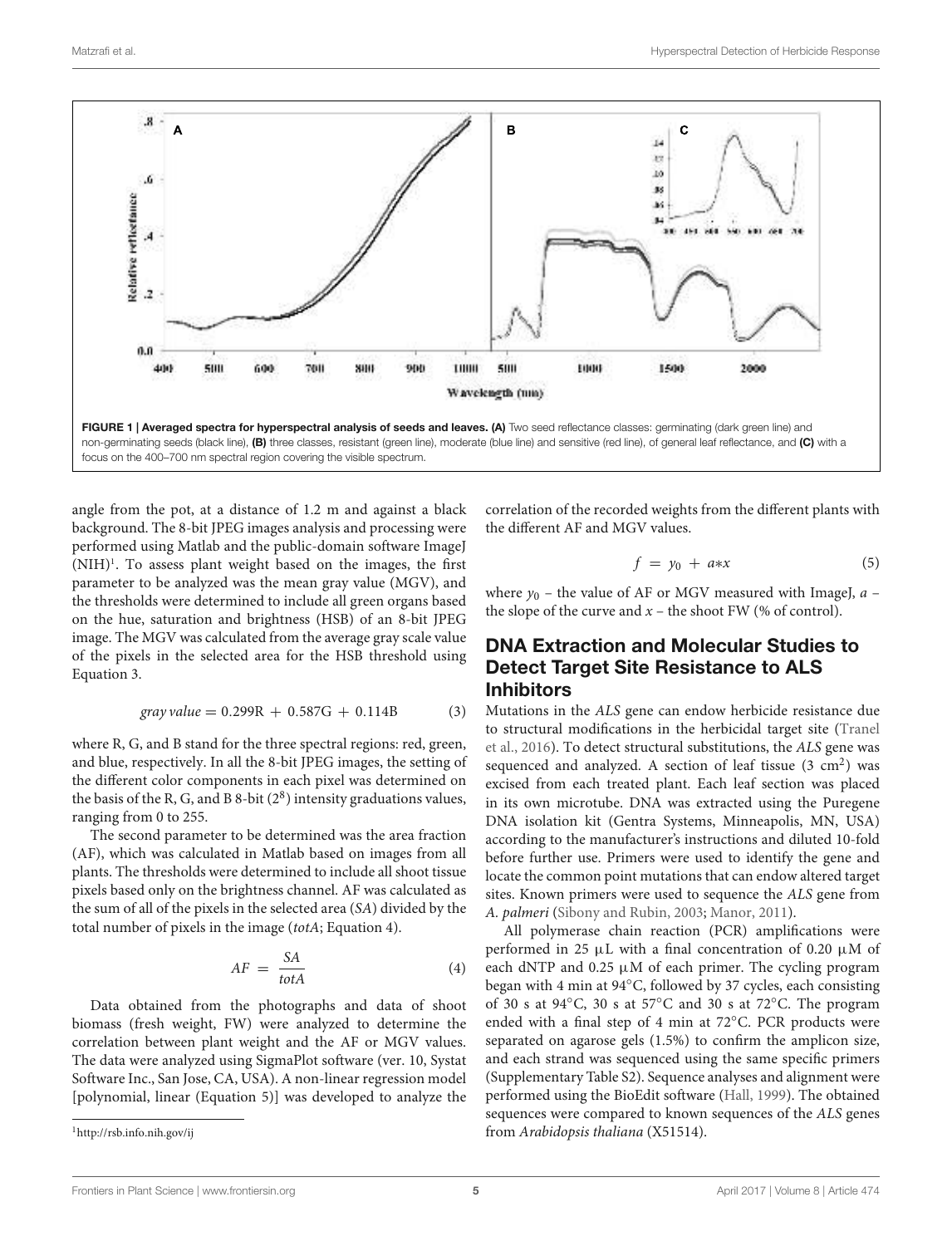**FIGURE 1 | Averaged spectra for hyperspectral analysis of seeds and leaves. (A)** Two seed reflectance classes: germinating (dark green line) and non-germinating seeds (black line), **(B)** three classes, resistant (green line), moderate (blue line) and sensitive (red line), of general leaf reflectance, and **(C)** with a focus on the 400–700 nm spectral region covering the visible spectrum.

angle from the pot, at a distance of 1.2 m and against a black background. The 8-bit JPEG images analysis and processing were performed using Matlab and the public-domain software ImageJ (NIH)[1]. To assess plant weight based on the images, the first parameter to be analyzed was the mean gray value (MGV), and the thresholds were determined to include all green organs based on the hue, saturation and brightness (HSB) of an 8-bit JPEG image. The MGV was calculated from the average gray scale value of the pixels in the selected area for the HSB threshold using Equation 3.

$$gray\ value = 0.299\text{R} + 0.587\text{G} + 0.114\text{B} \tag{3}$$

where R, G, and B stand for the three spectral regions: red, green, and blue, respectively. In all the 8-bit JPEG images, the setting of the different color components in each pixel was determined on the basis of the R, G, and B 8-bit ($2^8$) intensity graduations values, ranging from 0 to 255.

The second parameter to be determined was the area fraction (AF), which was calculated in Matlab based on images from all plants. The thresholds were determined to include all shoot tissue pixels based only on the brightness channel. AF was calculated as the sum of all of the pixels in the selected area (*SA*) divided by the total number of pixels in the image (*totA*; Equation 4).

$$AF = \frac{SA}{totA} \tag{4}$$

Data obtained from the photographs and data of shoot biomass (fresh weight, FW) were analyzed to determine the correlation between plant weight and the AF or MGV values. The data were analyzed using SigmaPlot software (ver. 10, Systat Software Inc., San Jose, CA, USA). A non-linear regression model [polynomial, linear (Equation 5)] was developed to analyze the correlation of the recorded weights from the different plants with the different AF and MGV values.

$$f = y_0 + a*x \tag{5}$$

where $y_0$ – the value of AF or MGV measured with ImageJ, $a$ – the slope of the curve and $x$ – the shoot FW (% of control).

## DNA Extraction and Molecular Studies to Detect Target Site Resistance to ALS Inhibitors

Mutations in the *ALS* gene can endow herbicide resistance due to structural modifications in the herbicidal target site (Tranel et al., 2016). To detect structural substitutions, the *ALS* gene was sequenced and analyzed. A section of leaf tissue (3 $cm^2$) was excised from each treated plant. Each leaf section was placed in its own microtube. DNA was extracted using the Puregene DNA isolation kit (Gentra Systems, Minneapolis, MN, USA) according to the manufacturer's instructions and diluted 10-fold before further use. Primers were used to identify the gene and locate the common point mutations that can endow altered target sites. Known primers were used to sequence the *ALS* gene from *A. palmeri* (Sibony and Rubin, 2003; Manor, 2011).

All polymerase chain reaction (PCR) amplifications were performed in 25 μL with a final concentration of 0.20 μM of each dNTP and 0.25 μM of each primer. The cycling program began with 4 min at 94°C, followed by 37 cycles, each consisting of 30 s at 94°C, 30 s at 57°C and 30 s at 72°C. The program ended with a final step of 4 min at 72°C. PCR products were separated on agarose gels (1.5%) to confirm the amplicon size, and each strand was sequenced using the same specific primers (Supplementary Table S2). Sequence analyses and alignment were performed using the BioEdit software (Hall, 1999). The obtained sequences were compared to known sequences of the *ALS* genes from *Arabidopsis thaliana* (X51514).

[1] http://rsb.info.nih.gov/ij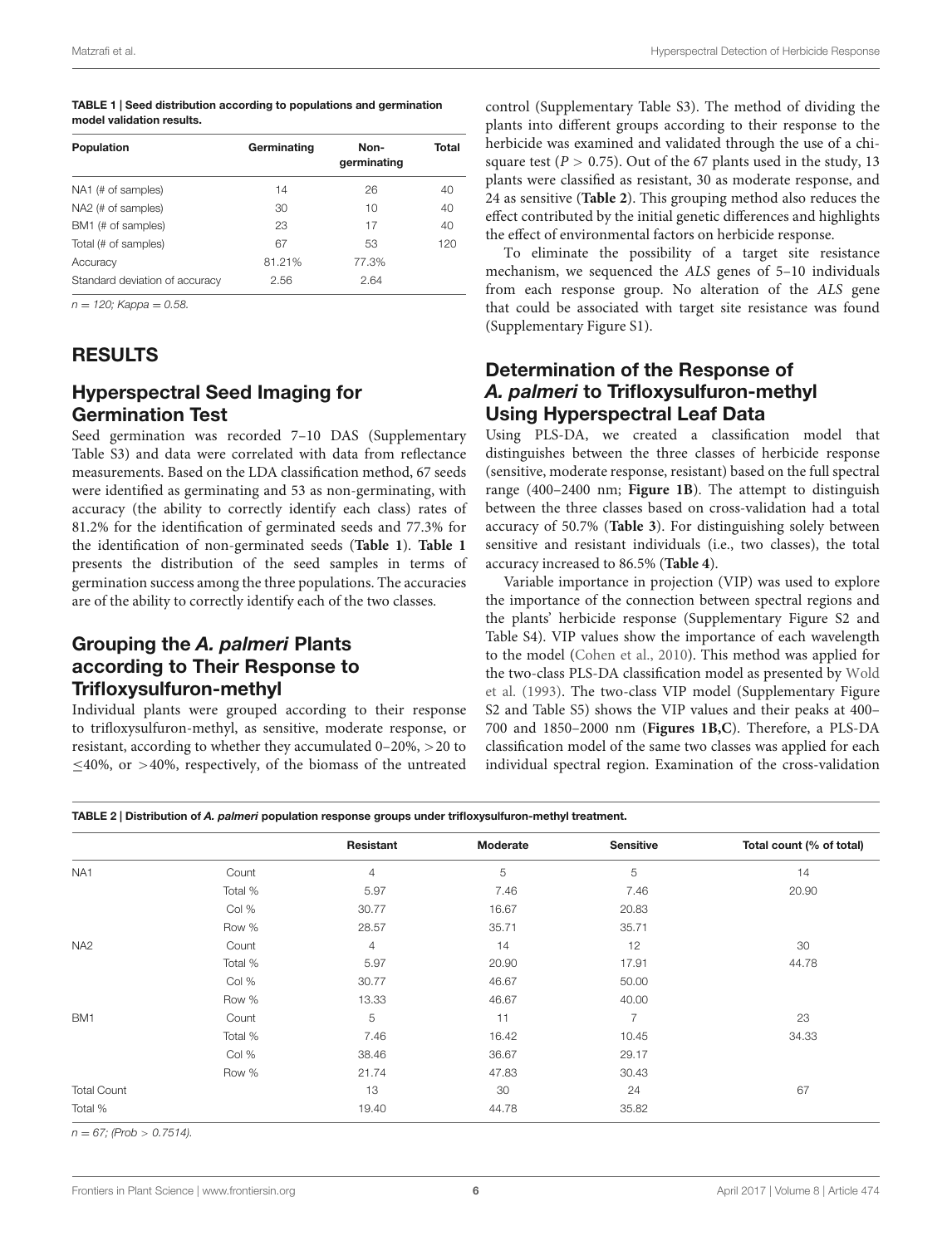**TABLE 1 | Seed distribution according to populations and germination model validation results.**

| Population | Germinating | Non-germinating | Total |
|---|---|---|---|
| NA1 (# of samples) | 14 | 26 | 40 |
| NA2 (# of samples) | 30 | 10 | 40 |
| BM1 (# of samples) | 23 | 17 | 40 |
| Total (# of samples) | 67 | 53 | 120 |
| Accuracy | 81.21% | 77.3% | |
| Standard deviation of accuracy | 2.56 | 2.64 | |

*n = 120; Kappa = 0.58.*

## RESULTS

### Hyperspectral Seed Imaging for Germination Test

Seed germination was recorded 7–10 DAS (Supplementary Table S3) and data were correlated with data from reflectance measurements. Based on the LDA classification method, 67 seeds were identified as germinating and 53 as non-germinating, with accuracy (the ability to correctly identify each class) rates of 81.2% for the identification of germinated seeds and 77.3% for the identification of non-germinated seeds (**Table 1**). **Table 1** presents the distribution of the seed samples in terms of germination success among the three populations. The accuracies are of the ability to correctly identify each of the two classes.

### Grouping the *A. palmeri* Plants according to Their Response to Trifloxysulfuron-methyl

Individual plants were grouped according to their response to trifloxysulfuron-methyl, as sensitive, moderate response, or resistant, according to whether they accumulated 0–20%, >20 to ≤40%, or >40%, respectively, of the biomass of the untreated control (Supplementary Table S3). The method of dividing the plants into different groups according to their response to the herbicide was examined and validated through the use of a chi-square test ($P > 0.75$). Out of the 67 plants used in the study, 13 plants were classified as resistant, 30 as moderate response, and 24 as sensitive (**Table 2**). This grouping method also reduces the effect contributed by the initial genetic differences and highlights the effect of environmental factors on herbicide response.

To eliminate the possibility of a target site resistance mechanism, we sequenced the *ALS* genes of 5–10 individuals from each response group. No alteration of the *ALS* gene that could be associated with target site resistance was found (Supplementary Figure S1).

### Determination of the Response of *A. palmeri* to Trifloxysulfuron-methyl Using Hyperspectral Leaf Data

Using PLS-DA, we created a classification model that distinguishes between the three classes of herbicide response (sensitive, moderate response, resistant) based on the full spectral range (400–2400 nm; **Figure 1B**). The attempt to distinguish between the three classes based on cross-validation had a total accuracy of 50.7% (**Table 3**). For distinguishing solely between sensitive and resistant individuals (i.e., two classes), the total accuracy increased to 86.5% (**Table 4**).

Variable importance in projection (VIP) was used to explore the importance of the connection between spectral regions and the plants' herbicide response (Supplementary Figure S2 and Table S4). VIP values show the importance of each wavelength to the model (Cohen et al., 2010). This method was applied for the two-class PLS-DA classification model as presented by Wold et al. (1993). The two-class VIP model (Supplementary Figure S2 and Table S5) shows the VIP values and their peaks at 400–700 and 1850–2000 nm (**Figures 1B,C**). Therefore, a PLS-DA classification model of the same two classes was applied for each individual spectral region. Examination of the cross-validation

**TABLE 2 | Distribution of *A. palmeri* population response groups under trifloxysulfuron-methyl treatment.**

| | | Resistant | Moderate | Sensitive | Total count (% of total) |
|---|---|---|---|---|---|
| NA1 | Count | 4 | 5 | 5 | 14 |
| | Total % | 5.97 | 7.46 | 7.46 | 20.90 |
| | Col % | 30.77 | 16.67 | 20.83 | |
| | Row % | 28.57 | 35.71 | 35.71 | |
| NA2 | Count | 4 | 14 | 12 | 30 |
| | Total % | 5.97 | 20.90 | 17.91 | 44.78 |
| | Col % | 30.77 | 46.67 | 50.00 | |
| | Row % | 13.33 | 46.67 | 40.00 | |
| BM1 | Count | 5 | 11 | 7 | 23 |
| | Total % | 7.46 | 16.42 | 10.45 | 34.33 |
| | Col % | 38.46 | 36.67 | 29.17 | |
| | Row % | 21.74 | 47.83 | 30.43 | |
| Total Count | | 13 | 30 | 24 | 67 |
| Total % | | 19.40 | 44.78 | 35.82 | |

*n = 67; (Prob > 0.7514).*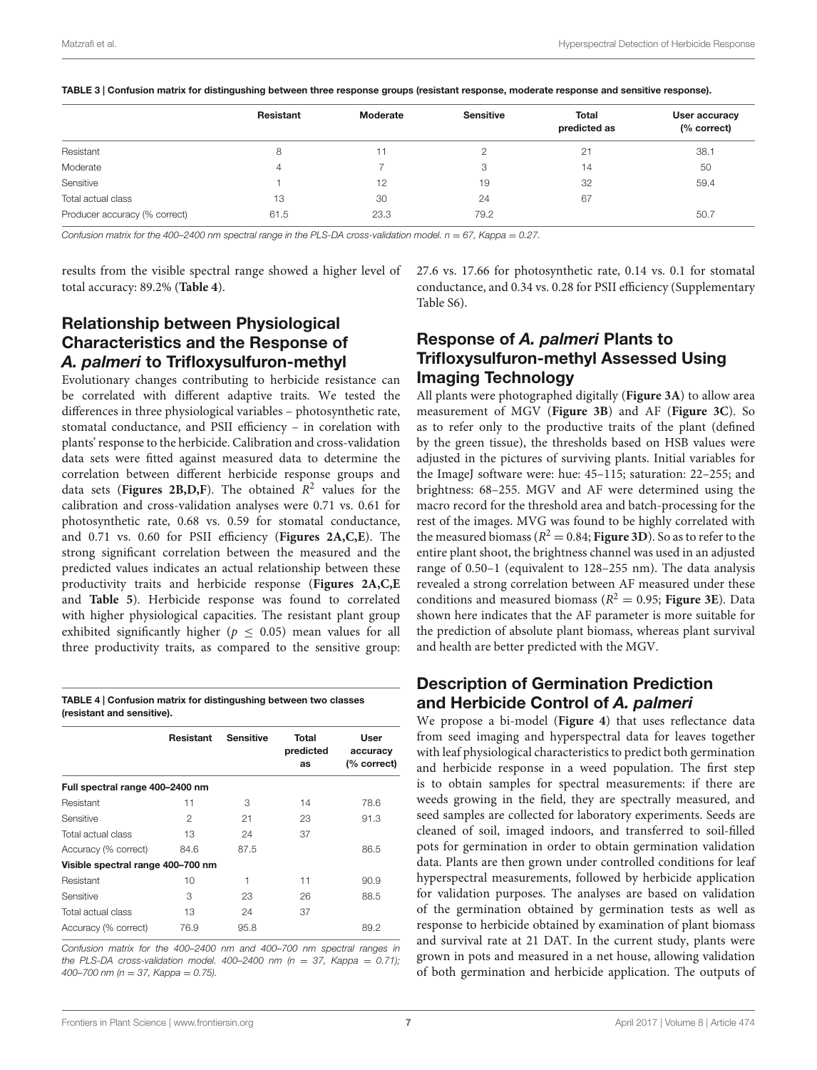**TABLE 3 | Confusion matrix for distinguishing between three response groups (resistant response, moderate response and sensitive response).**

| | Resistant | Moderate | Sensitive | Total predicted as | User accuracy (% correct) |
|---|---|---|---|---|---|
| Resistant | 8 | 11 | 2 | 21 | 38.1 |
| Moderate | 4 | 7 | 3 | 14 | 50 |
| Sensitive | 1 | 12 | 19 | 32 | 59.4 |
| Total actual class | 13 | 30 | 24 | 67 | |
| Producer accuracy (% correct) | 61.5 | 23.3 | 79.2 | | 50.7 |

*Confusion matrix for the 400–2400 nm spectral range in the PLS-DA cross-validation model. n = 67, Kappa = 0.27.*

results from the visible spectral range showed a higher level of total accuracy: 89.2% (**Table 4**).

## Relationship between Physiological Characteristics and the Response of *A. palmeri* to Trifloxysulfuron-methyl

Evolutionary changes contributing to herbicide resistance can be correlated with different adaptive traits. We tested the differences in three physiological variables – photosynthetic rate, stomatal conductance, and PSII efficiency – in corelation with plants' response to the herbicide. Calibration and cross-validation data sets were fitted against measured data to determine the correlation between different herbicide response groups and data sets (**Figures 2B,D,F**). The obtained $R^2$ values for the calibration and cross-validation analyses were 0.71 vs. 0.61 for photosynthetic rate, 0.68 vs. 0.59 for stomatal conductance, and 0.71 vs. 0.60 for PSII efficiency (**Figures 2A,C,E**). The strong significant correlation between the measured and the predicted values indicates an actual relationship between these productivity traits and herbicide response (**Figures 2A,C,E** and **Table 5**). Herbicide response was found to correlated with higher physiological capacities. The resistant plant group exhibited significantly higher ($p \leq 0.05$) mean values for all three productivity traits, as compared to the sensitive group: 27.6 vs. 17.66 for photosynthetic rate, 0.14 vs. 0.1 for stomatal conductance, and 0.34 vs. 0.28 for PSII efficiency (Supplementary Table S6).

**TABLE 4 | Confusion matrix for distinguishing between two classes (resistant and sensitive).**

| | Resistant | Sensitive | Total predicted as | User accuracy (% correct) |
|---|---|---|---|---|
| **Full spectral range 400–2400 nm** | | | | |
| Resistant | 11 | 3 | 14 | 78.6 |
| Sensitive | 2 | 21 | 23 | 91.3 |
| Total actual class | 13 | 24 | 37 | |
| Accuracy (% correct) | 84.6 | 87.5 | | 86.5 |
| **Visible spectral range 400–700 nm** | | | | |
| Resistant | 10 | 1 | 11 | 90.9 |
| Sensitive | 3 | 23 | 26 | 88.5 |
| Total actual class | 13 | 24 | 37 | |
| Accuracy (% correct) | 76.9 | 95.8 | | 89.2 |

*Confusion matrix for the 400–2400 nm and 400–700 nm spectral ranges in the PLS-DA cross-validation model. 400–2400 nm (n = 37, Kappa = 0.71); 400–700 nm (n = 37, Kappa = 0.75).*

## Response of *A. palmeri* Plants to Trifloxysulfuron-methyl Assessed Using Imaging Technology

All plants were photographed digitally (**Figure 3A**) to allow area measurement of MGV (**Figure 3B**) and AF (**Figure 3C**). So as to refer only to the productive traits of the plant (defined by the green tissue), the thresholds based on HSB values were adjusted in the pictures of surviving plants. Initial variables for the ImageJ software were: hue: 45–115; saturation: 22–255; and brightness: 68–255. MGV and AF were determined using the macro record for the threshold area and batch-processing for the rest of the images. MVG was found to be highly correlated with the measured biomass ($R^2 = 0.84$; **Figure 3D**). So as to refer to the entire plant shoot, the brightness channel was used in an adjusted range of 0.50–1 (equivalent to 128–255 nm). The data analysis revealed a strong correlation between AF measured under these conditions and measured biomass ($R^2 = 0.95$; **Figure 3E**). Data shown here indicates that the AF parameter is more suitable for the prediction of absolute plant biomass, whereas plant survival and health are better predicted with the MGV.

## Description of Germination Prediction and Herbicide Control of *A. palmeri*

We propose a bi-model (**Figure 4**) that uses reflectance data from seed imaging and hyperspectral data for leaves together with leaf physiological characteristics to predict both germination and herbicide response in a weed population. The first step is to obtain samples for spectral measurements: if there are weeds growing in the field, they are spectrally measured, and seed samples are collected for laboratory experiments. Seeds are cleaned of soil, imaged indoors, and transferred to soil-filled pots for germination in order to obtain germination validation data. Plants are then grown under controlled conditions for leaf hyperspectral measurements, followed by herbicide application for validation purposes. The analyses are based on validation of the germination obtained by germination tests as well as response to herbicide obtained by examination of plant biomass and survival rate at 21 DAT. In the current study, plants were grown in pots and measured in a net house, allowing validation of both germination and herbicide application. The outputs of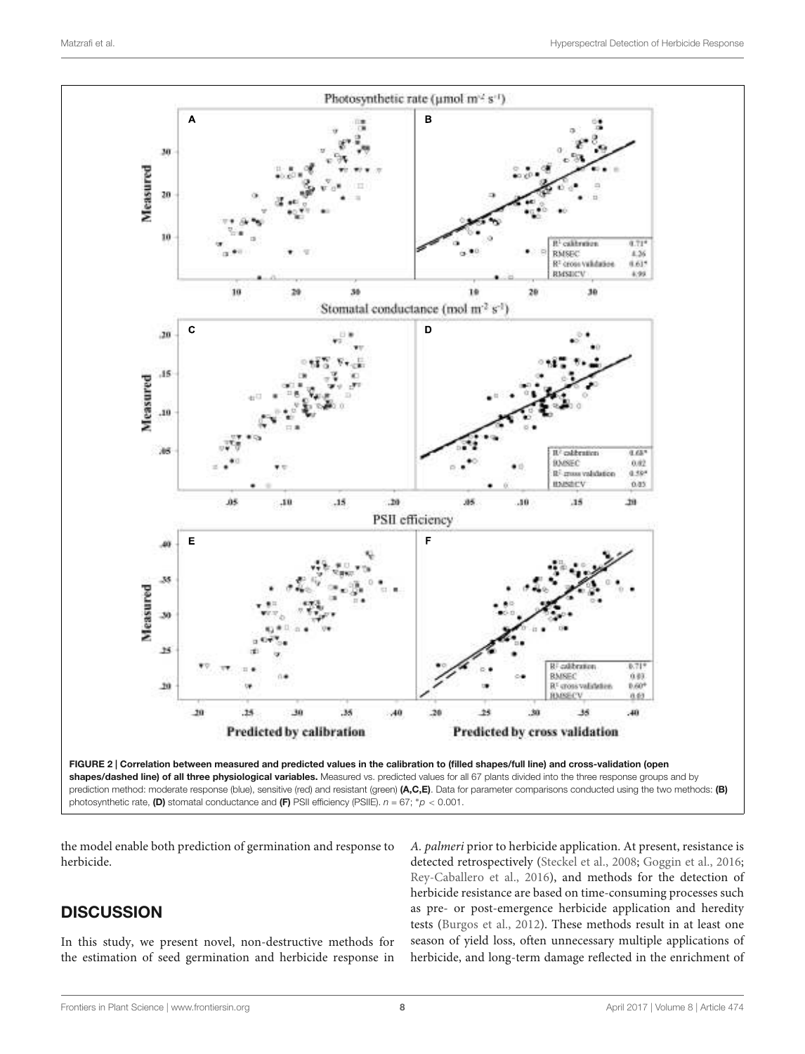FIGURE 2 | **Correlation between measured and predicted values in the calibration to (filled shapes/full line) and cross-validation (open shapes/dashed line) of all three physiological variables.** Measured vs. predicted values for all 67 plants divided into the three response groups and by prediction method: moderate response (blue), sensitive (red) and resistant (green) **(A,C,E)**. Data for parameter comparisons conducted using the two methods: **(B)** photosynthetic rate, **(D)** stomatal conductance and **(F)** PSII efficiency (PSIIE). $n = 67$; $^{*}p < 0.001$.

the model enable both prediction of germination and response to herbicide.

## DISCUSSION

In this study, we present novel, non-destructive methods for the estimation of seed germination and herbicide response in *A. palmeri* prior to herbicide application. At present, resistance is detected retrospectively (Steckel et al., 2008; Goggin et al., 2016; Rey-Caballero et al., 2016), and methods for the detection of herbicide resistance are based on time-consuming processes such as pre- or post-emergence herbicide application and heredity tests (Burgos et al., 2012). These methods result in at least one season of yield loss, often unnecessary multiple applications of herbicide, and long-term damage reflected in the enrichment of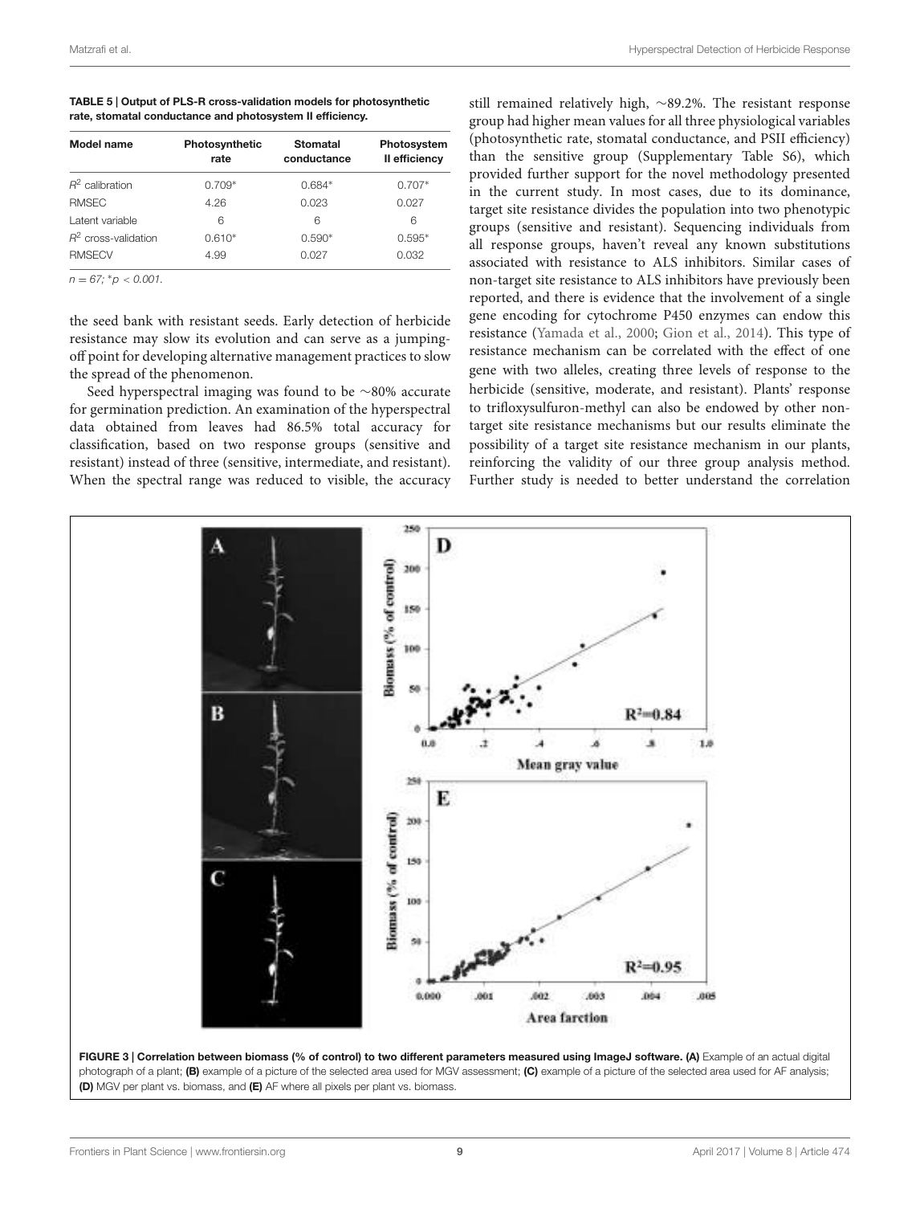**TABLE 5 | Output of PLS-R cross-validation models for photosynthetic rate, stomatal conductance and photosystem II efficiency.**

| Model name | Photosynthetic rate | Stomatal conductance | Photosystem II efficiency |
|---|---|---|---|
| $R^2$ calibration | 0.709* | 0.684* | 0.707* |
| RMSEC | 4.26 | 0.023 | 0.027 |
| Latent variable | 6 | 6 | 6 |
| $R^2$ cross-validation | 0.610* | 0.590* | 0.595* |
| RMSECV | 4.99 | 0.027 | 0.032 |

*$n = 67$; *$p < 0.001$.*

the seed bank with resistant seeds. Early detection of herbicide resistance may slow its evolution and can serve as a jumping-off point for developing alternative management practices to slow the spread of the phenomenon.

Seed hyperspectral imaging was found to be ~80% accurate for germination prediction. An examination of the hyperspectral data obtained from leaves had 86.5% total accuracy for classification, based on two response groups (sensitive and resistant) instead of three (sensitive, intermediate, and resistant). When the spectral range was reduced to visible, the accuracy still remained relatively high, ~89.2%. The resistant response group had higher mean values for all three physiological variables (photosynthetic rate, stomatal conductance, and PSII efficiency) than the sensitive group (Supplementary Table S6), which provided further support for the novel methodology presented in the current study. In most cases, due to its dominance, target site resistance divides the population into two phenotypic groups (sensitive and resistant). Sequencing individuals from all response groups, haven't reveal any known substitutions associated with resistance to ALS inhibitors. Similar cases of non-target site resistance to ALS inhibitors have previously been reported, and there is evidence that the involvement of a single gene encoding for cytochrome P450 enzymes can endow this resistance (Yamada et al., 2000; Gion et al., 2014). This type of resistance mechanism can be correlated with the effect of one gene with two alleles, creating three levels of response to the herbicide (sensitive, moderate, and resistant). Plants' response to trifloxysulfuron-methyl can also be endowed by other non-target site resistance mechanisms but our results eliminate the possibility of a target site resistance mechanism in our plants, reinforcing the validity of our three group analysis method. Further study is needed to better understand the correlation

**FIGURE 3 | Correlation between biomass (% of control) to two different parameters measured using ImageJ software. (A)** Example of an actual digital photograph of a plant; **(B)** example of a picture of the selected area used for MGV assessment; **(C)** example of a picture of the selected area used for AF analysis; **(D)** MGV per plant vs. biomass, and **(E)** AF where all pixels per plant vs. biomass.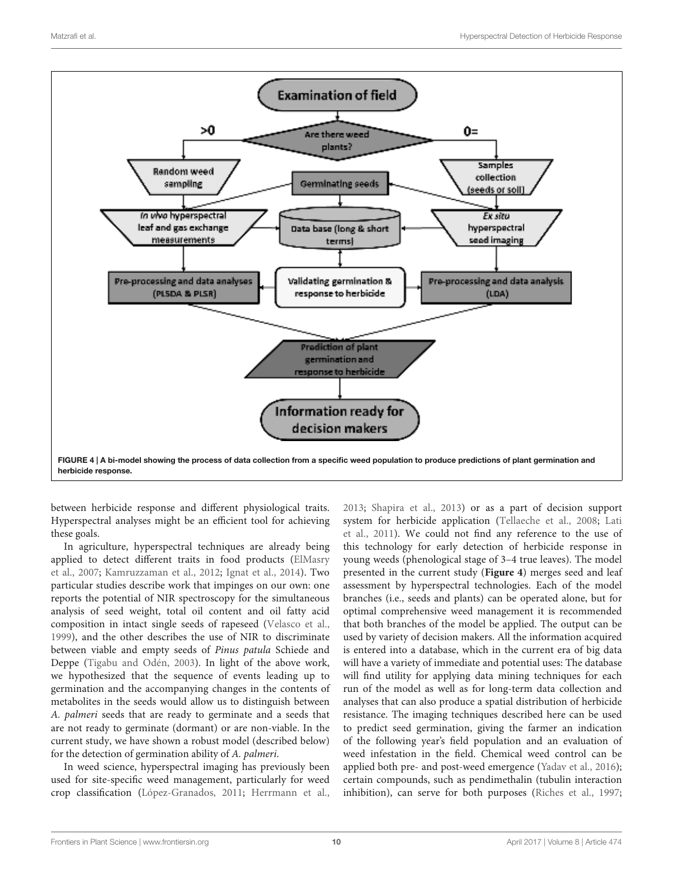FIGURE 4 | A bi-model showing the process of data collection from a specific weed population to produce predictions of plant germination and herbicide response.

between herbicide response and different physiological traits. Hyperspectral analyses might be an efficient tool for achieving these goals.

In agriculture, hyperspectral techniques are already being applied to detect different traits in food products (ElMasry et al., 2007; Kamruzzaman et al., 2012; Ignat et al., 2014). Two particular studies describe work that impinges on our own: one reports the potential of NIR spectroscopy for the simultaneous analysis of seed weight, total oil content and oil fatty acid composition in intact single seeds of rapeseed (Velasco et al., 1999), and the other describes the use of NIR to discriminate between viable and empty seeds of *Pinus patula* Schiede and Deppe (Tigabu and Odén, 2003). In light of the above work, we hypothesized that the sequence of events leading up to germination and the accompanying changes in the contents of metabolites in the seeds would allow us to distinguish between *A. palmeri* seeds that are ready to germinate and a seeds that are not ready to germinate (dormant) or are non-viable. In the current study, we have shown a robust model (described below) for the detection of germination ability of *A. palmeri*.

In weed science, hyperspectral imaging has previously been used for site-specific weed management, particularly for weed crop classification (López-Granados, 2011; Herrmann et al., 2013; Shapira et al., 2013) or as a part of decision support system for herbicide application (Tellaeche et al., 2008; Lati et al., 2011). We could not find any reference to the use of this technology for early detection of herbicide response in young weeds (phenological stage of 3–4 true leaves). The model presented in the current study (**Figure 4**) merges seed and leaf assessment by hyperspectral technologies. Each of the model branches (i.e., seeds and plants) can be operated alone, but for optimal comprehensive weed management it is recommended that both branches of the model be applied. The output can be used by variety of decision makers. All the information acquired is entered into a database, which in the current era of big data will have a variety of immediate and potential uses: The database will find utility for applying data mining techniques for each run of the model as well as for long-term data collection and analyses that can also produce a spatial distribution of herbicide resistance. The imaging techniques described here can be used to predict seed germination, giving the farmer an indication of the following year's field population and an evaluation of weed infestation in the field. Chemical weed control can be applied both pre- and post-weed emergence (Yadav et al., 2016); certain compounds, such as pendimethalin (tubulin interaction inhibition), can serve for both purposes (Riches et al., 1997;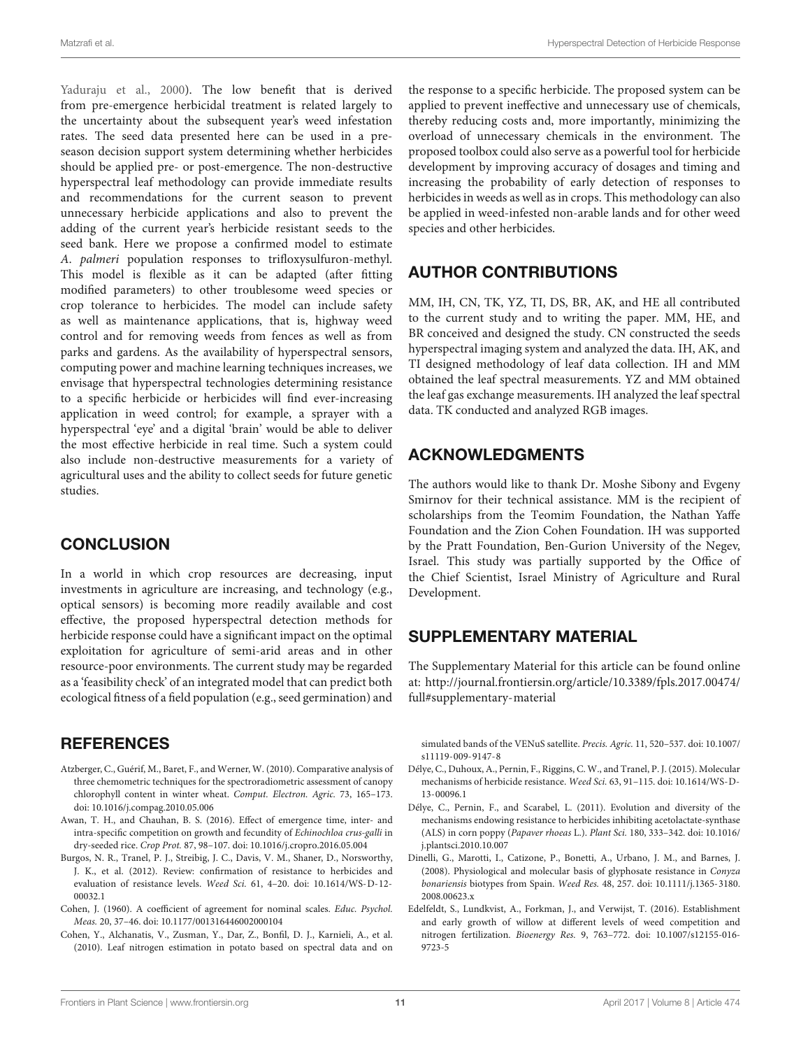Yaduraju et al., 2000). The low benefit that is derived from pre-emergence herbicidal treatment is related largely to the uncertainty about the subsequent year's weed infestation rates. The seed data presented here can be used in a pre-season decision support system determining whether herbicides should be applied pre- or post-emergence. The non-destructive hyperspectral leaf methodology can provide immediate results and recommendations for the current season to prevent unnecessary herbicide applications and also to prevent the adding of the current year's herbicide resistant seeds to the seed bank. Here we propose a confirmed model to estimate *A. palmeri* population responses to trifloxysulfuron-methyl. This model is flexible as it can be adapted (after fitting modified parameters) to other troublesome weed species or crop tolerance to herbicides. The model can include safety as well as maintenance applications, that is, highway weed control and for removing weeds from fences as well as from parks and gardens. As the availability of hyperspectral sensors, computing power and machine learning techniques increases, we envisage that hyperspectral technologies determining resistance to a specific herbicide or herbicides will find ever-increasing application in weed control; for example, a sprayer with a hyperspectral 'eye' and a digital 'brain' would be able to deliver the most effective herbicide in real time. Such a system could also include non-destructive measurements for a variety of agricultural uses and the ability to collect seeds for future genetic studies.

## CONCLUSION

In a world in which crop resources are decreasing, input investments in agriculture are increasing, and technology (e.g., optical sensors) is becoming more readily available and cost effective, the proposed hyperspectral detection methods for herbicide response could have a significant impact on the optimal exploitation for agriculture of semi-arid areas and in other resource-poor environments. The current study may be regarded as a 'feasibility check' of an integrated model that can predict both ecological fitness of a field population (e.g., seed germination) and the response to a specific herbicide. The proposed system can be applied to prevent ineffective and unnecessary use of chemicals, thereby reducing costs and, more importantly, minimizing the overload of unnecessary chemicals in the environment. The proposed toolbox could also serve as a powerful tool for herbicide development by improving accuracy of dosages and timing and increasing the probability of early detection of responses to herbicides in weeds as well as in crops. This methodology can also be applied in weed-infested non-arable lands and for other weed species and other herbicides.

## AUTHOR CONTRIBUTIONS

MM, IH, CN, TK, YZ, TI, DS, BR, AK, and HE all contributed to the current study and to writing the paper. MM, HE, and BR conceived and designed the study. CN constructed the seeds hyperspectral imaging system and analyzed the data. IH, AK, and TI designed methodology of leaf data collection. IH and MM obtained the leaf spectral measurements. YZ and MM obtained the leaf gas exchange measurements. IH analyzed the leaf spectral data. TK conducted and analyzed RGB images.

## ACKNOWLEDGMENTS

The authors would like to thank Dr. Moshe Sibony and Evgeny Smirnov for their technical assistance. MM is the recipient of scholarships from the Teomim Foundation, the Nathan Yaffe Foundation and the Zion Cohen Foundation. IH was supported by the Pratt Foundation, Ben-Gurion University of the Negev, Israel. This study was partially supported by the Office of the Chief Scientist, Israel Ministry of Agriculture and Rural Development.

## SUPPLEMENTARY MATERIAL

The Supplementary Material for this article can be found online at: http://journal.frontiersin.org/article/10.3389/fpls.2017.00474/full#supplementary-material

## REFERENCES

Atzberger, C., Guérif, M., Baret, F., and Werner, W. (2010). Comparative analysis of three chemometric techniques for the spectroradiometric assessment of canopy chlorophyll content in winter wheat. *Comput. Electron. Agric.* 73, 165–173. doi: 10.1016/j.compag.2010.05.006

Awan, T. H., and Chauhan, B. S. (2016). Effect of emergence time, inter- and intra-specific competition on growth and fecundity of *Echinochloa crus-galli* in dry-seeded rice. *Crop Prot.* 87, 98–107. doi: 10.1016/j.cropro.2016.05.004

Burgos, N. R., Tranel, P. J., Streibig, J. C., Davis, V. M., Shaner, D., Norsworthy, J. K., et al. (2012). Review: confirmation of resistance to herbicides and evaluation of resistance levels. *Weed Sci.* 61, 4–20. doi: 10.1614/WS-D-12-00032.1

Cohen, J. (1960). A coefficient of agreement for nominal scales. *Educ. Psychol. Meas.* 20, 37–46. doi: 10.1177/001316446002000104

Cohen, Y., Alchanatis, V., Zusman, Y., Dar, Z., Bonfil, D. J., Karnieli, A., et al. (2010). Leaf nitrogen estimation in potato based on spectral data and on simulated bands of the VENuS satellite. *Precis. Agric.* 11, 520–537. doi: 10.1007/s11119-009-9147-8

Délye, C., Duhoux, A., Pernin, F., Riggins, C. W., and Tranel, P. J. (2015). Molecular mechanisms of herbicide resistance. *Weed Sci.* 63, 91–115. doi: 10.1614/WS-D-13-00096.1

Délye, C., Pernin, F., and Scarabel, L. (2011). Evolution and diversity of the mechanisms endowing resistance to herbicides inhibiting acetolactate-synthase (ALS) in corn poppy (*Papaver rhoeas* L.). *Plant Sci.* 180, 333–342. doi: 10.1016/j.plantsci.2010.10.007

Dinelli, G., Marotti, I., Catizone, P., Bonetti, A., Urbano, J. M., and Barnes, J. (2008). Physiological and molecular basis of glyphosate resistance in *Conyza bonariensis* biotypes from Spain. *Weed Res.* 48, 257. doi: 10.1111/j.1365-3180.2008.00623.x

Edelfeldt, S., Lundkvist, A., Forkman, J., and Verwijst, T. (2016). Establishment and early growth of willow at different levels of weed competition and nitrogen fertilization. *Bioenergy Res.* 9, 763–772. doi: 10.1007/s12155-016-9723-5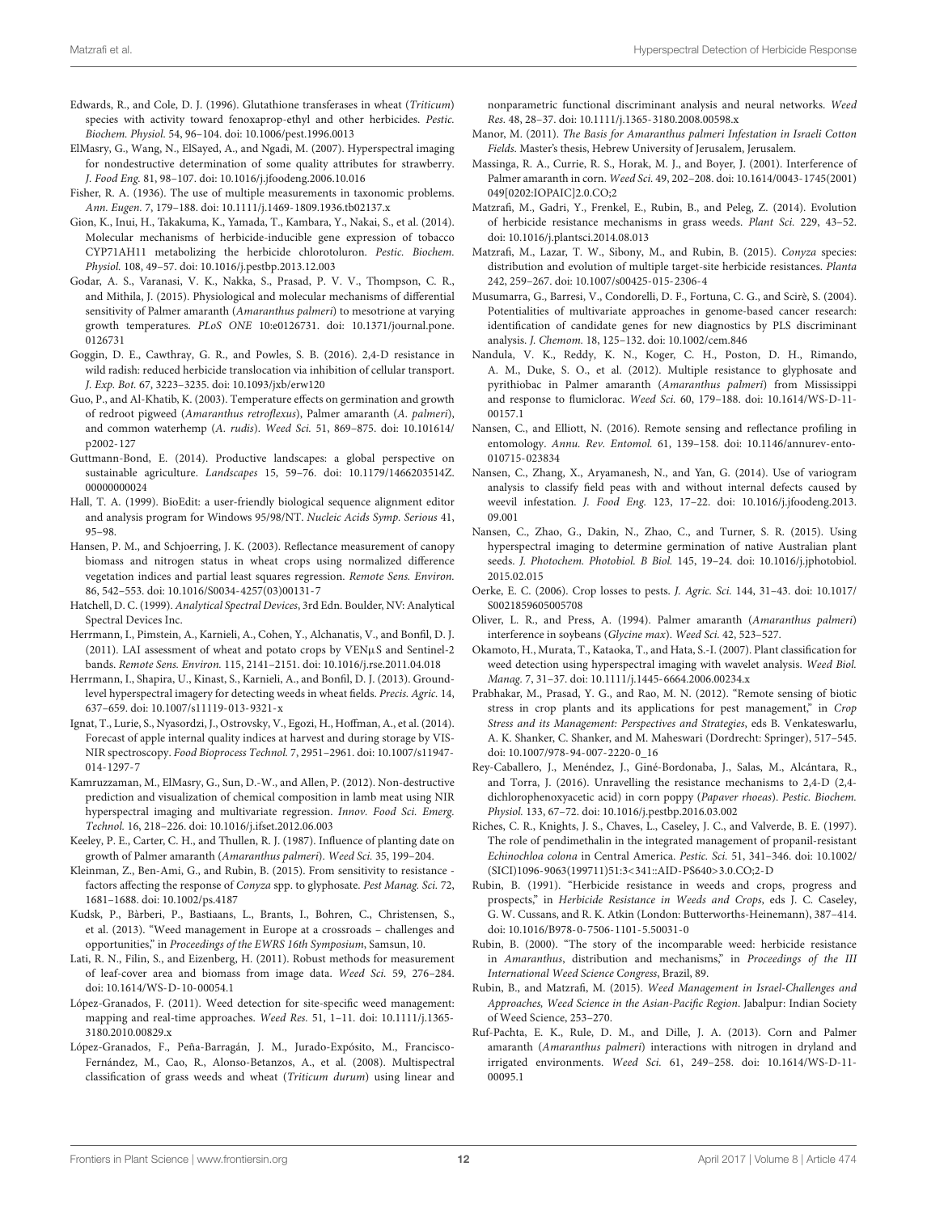Edwards, R., and Cole, D. J. (1996). Glutathione transferases in wheat (*Triticum*) species with activity toward fenoxaprop-ethyl and other herbicides. *Pestic. Biochem. Physiol.* 54, 96–104. doi: 10.1006/pest.1996.0013

ElMasry, G., Wang, N., ElSayed, A., and Ngadi, M. (2007). Hyperspectral imaging for nondestructive determination of some quality attributes for strawberry. *J. Food Eng.* 81, 98–107. doi: 10.1016/j.jfoodeng.2006.10.016

Fisher, R. A. (1936). The use of multiple measurements in taxonomic problems. *Ann. Eugen.* 7, 179–188. doi: 10.1111/j.1469-1809.1936.tb02137.x

Gion, K., Inui, H., Takakuma, K., Yamada, T., Kambara, Y., Nakai, S., et al. (2014). Molecular mechanisms of herbicide-inducible gene expression of tobacco CYP71AH11 metabolizing the herbicide chlorotoluron. *Pestic. Biochem. Physiol.* 108, 49–57. doi: 10.1016/j.pestbp.2013.12.003

Godar, A. S., Varanasi, V. K., Nakka, S., Prasad, P. V. V., Thompson, C. R., and Mithila, J. (2015). Physiological and molecular mechanisms of differential sensitivity of Palmer amaranth (*Amaranthus palmeri*) to mesotrione at varying growth temperatures. *PLoS ONE* 10:e0126731. doi: 10.1371/journal.pone.0126731

Goggin, D. E., Cawthray, G. R., and Powles, S. B. (2016). 2,4-D resistance in wild radish: reduced herbicide translocation via inhibition of cellular transport. *J. Exp. Bot.* 67, 3223–3235. doi: 10.1093/jxb/erw120

Guo, P., and Al-Khatib, K. (2003). Temperature effects on germination and growth of redroot pigweed (*Amaranthus retroflexus*), Palmer amaranth (*A. palmeri*), and common waterhemp (*A. rudis*). *Weed Sci.* 51, 869–875. doi: 10.101614/p2002-127

Guttmann-Bond, E. (2014). Productive landscapes: a global perspective on sustainable agriculture. *Landscapes* 15, 59–76. doi: 10.1179/1466203514Z.00000000024

Hall, T. A. (1999). BioEdit: a user-friendly biological sequence alignment editor and analysis program for Windows 95/98/NT. *Nucleic Acids Symp. Serious* 41, 95–98.

Hansen, P. M., and Schjoerring, J. K. (2003). Reflectance measurement of canopy biomass and nitrogen status in wheat crops using normalized difference vegetation indices and partial least squares regression. *Remote Sens. Environ.* 86, 542–553. doi: 10.1016/S0034-4257(03)00131-7

Hatchell, D. C. (1999). *Analytical Spectral Devices*, 3rd Edn. Boulder, NV: Analytical Spectral Devices Inc.

Herrmann, I., Pimstein, A., Karnieli, A., Cohen, Y., Alchanatis, V., and Bonfil, D. J. (2011). LAI assessment of wheat and potato crops by VENμS and Sentinel-2 bands. *Remote Sens. Environ.* 115, 2141–2151. doi: 10.1016/j.rse.2011.04.018

Herrmann, I., Shapira, U., Kinast, S., Karnieli, A., and Bonfil, D. J. (2013). Ground-level hyperspectral imagery for detecting weeds in wheat fields. *Precis. Agric.* 14, 637–659. doi: 10.1007/s11119-013-9321-x

Ignat, T., Lurie, S., Nyasordzi, J., Ostrovsky, V., Egozi, H., Hoffman, A., et al. (2014). Forecast of apple internal quality indices at harvest and during storage by VIS-NIR spectroscopy. *Food Bioprocess Technol.* 7, 2951–2961. doi: 10.1007/s11947-014-1297-7

Kamruzzaman, M., ElMasry, G., Sun, D.-W., and Allen, P. (2012). Non-destructive prediction and visualization of chemical composition in lamb meat using NIR hyperspectral imaging and multivariate regression. *Innov. Food Sci. Emerg. Technol.* 16, 218–226. doi: 10.1016/j.ifset.2012.06.003

Keeley, P. E., Carter, C. H., and Thullen, R. J. (1987). Influence of planting date on growth of Palmer amaranth (*Amaranthus palmeri*). *Weed Sci.* 35, 199–204.

Kleinman, Z., Ben-Ami, G., and Rubin, B. (2015). From sensitivity to resistance - factors affecting the response of *Conyza* spp. to glyphosate. *Pest Manag. Sci.* 72, 1681–1688. doi: 10.1002/ps.4187

Kudsk, P., Bàrberi, P., Bastiaans, L., Brants, I., Bohren, C., Christensen, S., et al. (2013). "Weed management in Europe at a crossroads – challenges and opportunities," in *Proceedings of the EWRS 16th Symposium*, Samsun, 10.

Lati, R. N., Filin, S., and Eizenberg, H. (2011). Robust methods for measurement of leaf-cover area and biomass from image data. *Weed Sci.* 59, 276–284. doi: 10.1614/WS-D-10-00054.1

López-Granados, F. (2011). Weed detection for site-specific weed management: mapping and real-time approaches. *Weed Res.* 51, 1–11. doi: 10.1111/j.1365-3180.2010.00829.x

López-Granados, F., Peña-Barragán, J. M., Jurado-Expósito, M., Francisco-Fernández, M., Cao, R., Alonso-Betanzos, A., et al. (2008). Multispectral classification of grass weeds and wheat (*Triticum durum*) using linear and nonparametric functional discriminant analysis and neural networks. *Weed Res.* 48, 28–37. doi: 10.1111/j.1365-3180.2008.00598.x

Manor, M. (2011). *The Basis for Amaranthus palmeri Infestation in Israeli Cotton Fields*. Master's thesis, Hebrew University of Jerusalem, Jerusalem.

Massinga, R. A., Currie, R. S., Horak, M. J., and Boyer, J. (2001). Interference of Palmer amaranth in corn. *Weed Sci.* 49, 202–208. doi: 10.1614/0043-1745(2001)049[0202:IOPAIC]2.0.CO;2

Matzrafi, M., Gadri, Y., Frenkel, E., Rubin, B., and Peleg, Z. (2014). Evolution of herbicide resistance mechanisms in grass weeds. *Plant Sci.* 229, 43–52. doi: 10.1016/j.plantsci.2014.08.013

Matzrafi, M., Lazar, T. W., Sibony, M., and Rubin, B. (2015). *Conyza* species: distribution and evolution of multiple target-site herbicide resistances. *Planta* 242, 259–267. doi: 10.1007/s00425-015-2306-4

Musumarra, G., Barresi, V., Condorelli, D. F., Fortuna, C. G., and Scirè, S. (2004). Potentialities of multivariate approaches in genome-based cancer research: identification of candidate genes for new diagnostics by PLS discriminant analysis. *J. Chemom.* 18, 125–132. doi: 10.1002/cem.846

Nandula, V. K., Reddy, K. N., Koger, C. H., Poston, D. H., Rimando, A. M., Duke, S. O., et al. (2012). Multiple resistance to glyphosate and pyrithiobac in Palmer amaranth (*Amaranthus palmeri*) from Mississippi and response to flumiclorac. *Weed Sci.* 60, 179–188. doi: 10.1614/WS-D-11-00157.1

Nansen, C., and Elliott, N. (2016). Remote sensing and reflectance profiling in entomology. *Annu. Rev. Entomol.* 61, 139–158. doi: 10.1146/annurev-ento-010715-023834

Nansen, C., Zhang, X., Aryamanesh, N., and Yan, G. (2014). Use of variogram analysis to classify field peas with and without internal defects caused by weevil infestation. *J. Food Eng.* 123, 17–22. doi: 10.1016/j.jfoodeng.2013.09.001

Nansen, C., Zhao, G., Dakin, N., Zhao, C., and Turner, S. R. (2015). Using hyperspectral imaging to determine germination of native Australian plant seeds. *J. Photochem. Photobiol. B Biol.* 145, 19–24. doi: 10.1016/j.jphotobiol.2015.02.015

Oerke, E. C. (2006). Crop losses to pests. *J. Agric. Sci.* 144, 31–43. doi: 10.1017/S0021859605005708

Oliver, L. R., and Press, A. (1994). Palmer amaranth (*Amaranthus palmeri*) interference in soybeans (*Glycine max*). *Weed Sci.* 42, 523–527.

Okamoto, H., Murata, T., Kataoka, T., and Hata, S.-I. (2007). Plant classification for weed detection using hyperspectral imaging with wavelet analysis. *Weed Biol. Manag.* 7, 31–37. doi: 10.1111/j.1445-6664.2006.00234.x

Prabhakar, M., Prasad, Y. G., and Rao, M. N. (2012). "Remote sensing of biotic stress in crop plants and its applications for pest management," in *Crop Stress and its Management: Perspectives and Strategies*, eds B. Venkateswarlu, A. K. Shanker, C. Shanker, and M. Maheswari (Dordrecht: Springer), 517–545. doi: 10.1007/978-94-007-2220-0_16

Rey-Caballero, J., Menéndez, J., Giné-Bordonaba, J., Salas, M., Alcántara, R., and Torra, J. (2016). Unravelling the resistance mechanisms to 2,4-D (2,4-dichlorophenoxyacetic acid) in corn poppy (*Papaver rhoeas*). *Pestic. Biochem. Physiol.* 133, 67–72. doi: 10.1016/j.pestbp.2016.03.002

Riches, C. R., Knights, J. S., Chaves, L., Caseley, J. C., and Valverde, B. E. (1997). The role of pendimethalin in the integrated management of propanil-resistant *Echinochloa colona* in Central America. *Pestic. Sci.* 51, 341–346. doi: 10.1002/(SICI)1096-9063(199711)51:3<341::AID-PS640>3.0.CO;2-D

Rubin, B. (1991). "Herbicide resistance in weeds and crops, progress and prospects," in *Herbicide Resistance in Weeds and Crops*, eds J. C. Caseley, G. W. Cussans, and R. K. Atkin (London: Butterworths-Heinemann), 387–414. doi: 10.1016/B978-0-7506-1101-5.50031-0

Rubin, B. (2000). "The story of the incomparable weed: herbicide resistance in *Amaranthus*, distribution and mechanisms," in *Proceedings of the III International Weed Science Congress*, Brazil, 89.

Rubin, B., and Matzrafi, M. (2015). *Weed Management in Israel-Challenges and Approaches, Weed Science in the Asian-Pacific Region*. Jabalpur: Indian Society of Weed Science, 253–270.

Ruf-Pachta, E. K., Rule, D. M., and Dille, J. A. (2013). Corn and Palmer amaranth (*Amaranthus palmeri*) interactions with nitrogen in dryland and irrigated environments. *Weed Sci.* 61, 249–258. doi: 10.1614/WS-D-11-00095.1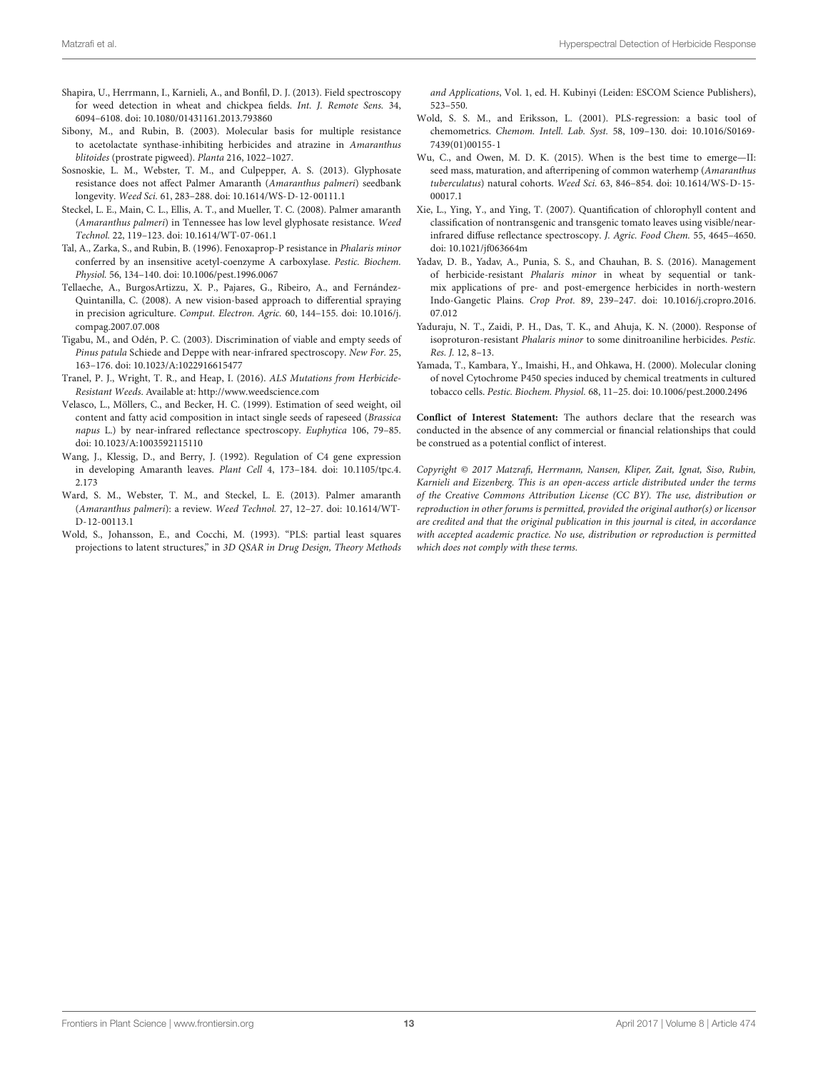Shapira, U., Herrmann, I., Karnieli, A., and Bonfil, D. J. (2013). Field spectroscopy for weed detection in wheat and chickpea fields. *Int. J. Remote Sens.* 34, 6094–6108. doi: 10.1080/01431161.2013.793860

Sibony, M., and Rubin, B. (2003). Molecular basis for multiple resistance to acetolactate synthase-inhibiting herbicides and atrazine in *Amaranthus blitoides* (prostrate pigweed). *Planta* 216, 1022–1027.

Sosnoskie, L. M., Webster, T. M., and Culpepper, A. S. (2013). Glyphosate resistance does not affect Palmer Amaranth (*Amaranthus palmeri*) seedbank longevity. *Weed Sci.* 61, 283–288. doi: 10.1614/WS-D-12-00111.1

Steckel, L. E., Main, C. L., Ellis, A. T., and Mueller, T. C. (2008). Palmer amaranth (*Amaranthus palmeri*) in Tennessee has low level glyphosate resistance. *Weed Technol.* 22, 119–123. doi: 10.1614/WT-07-061.1

Tal, A., Zarka, S., and Rubin, B. (1996). Fenoxaprop-P resistance in *Phalaris minor* conferred by an insensitive acetyl-coenzyme A carboxylase. *Pestic. Biochem. Physiol.* 56, 134–140. doi: 10.1006/pest.1996.0067

Tellaeche, A., BurgosArtizzu, X. P., Pajares, G., Ribeiro, A., and Fernández-Quintanilla, C. (2008). A new vision-based approach to differential spraying in precision agriculture. *Comput. Electron. Agric.* 60, 144–155. doi: 10.1016/j.compag.2007.07.008

Tigabu, M., and Odén, P. C. (2003). Discrimination of viable and empty seeds of *Pinus patula* Schiede and Deppe with near-infrared spectroscopy. *New For.* 25, 163–176. doi: 10.1023/A:1022916615477

Tranel, P. J., Wright, T. R., and Heap, I. (2016). *ALS Mutations from Herbicide-Resistant Weeds.* Available at: http://www.weedscience.com

Velasco, L., Möllers, C., and Becker, H. C. (1999). Estimation of seed weight, oil content and fatty acid composition in intact single seeds of rapeseed (*Brassica napus* L.) by near-infrared reflectance spectroscopy. *Euphytica* 106, 79–85. doi: 10.1023/A:1003592115110

Wang, J., Klessig, D., and Berry, J. (1992). Regulation of C4 gene expression in developing Amaranth leaves. *Plant Cell* 4, 173–184. doi: 10.1105/tpc.4.2.173

Ward, S. M., Webster, T. M., and Steckel, L. E. (2013). Palmer amaranth (*Amaranthus palmeri*): a review. *Weed Technol.* 27, 12–27. doi: 10.1614/WT-D-12-00113.1

Wold, S., Johansson, E., and Cocchi, M. (1993). "PLS: partial least squares projections to latent structures," in *3D QSAR in Drug Design, Theory Methods and Applications*, Vol. 1, ed. H. Kubinyi (Leiden: ESCOM Science Publishers), 523–550.

Wold, S. S. M., and Eriksson, L. (2001). PLS-regression: a basic tool of chemometrics. *Chemom. Intell. Lab. Syst.* 58, 109–130. doi: 10.1016/S0169-7439(01)00155-1

Wu, C., and Owen, M. D. K. (2015). When is the best time to emerge—II: seed mass, maturation, and afterripening of common waterhemp (*Amaranthus tuberculatus*) natural cohorts. *Weed Sci.* 63, 846–854. doi: 10.1614/WS-D-15-00017.1

Xie, L., Ying, Y., and Ying, T. (2007). Quantification of chlorophyll content and classification of nontransgenic and transgenic tomato leaves using visible/near-infrared diffuse reflectance spectroscopy. *J. Agric. Food Chem.* 55, 4645–4650. doi: 10.1021/jf063664m

Yadav, D. B., Yadav, A., Punia, S. S., and Chauhan, B. S. (2016). Management of herbicide-resistant *Phalaris minor* in wheat by sequential or tank-mix applications of pre- and post-emergence herbicides in north-western Indo-Gangetic Plains. *Crop Prot.* 89, 239–247. doi: 10.1016/j.cropro.2016.07.012

Yaduraju, N. T., Zaidi, P. H., Das, T. K., and Ahuja, K. N. (2000). Response of isoproturon-resistant *Phalaris minor* to some dinitroaniline herbicides. *Pestic. Res. J.* 12, 8–13.

Yamada, T., Kambara, Y., Imaishi, H., and Ohkawa, H. (2000). Molecular cloning of novel Cytochrome P450 species induced by chemical treatments in cultured tobacco cells. *Pestic. Biochem. Physiol.* 68, 11–25. doi: 10.1006/pest.2000.2496

**Conflict of Interest Statement:** The authors declare that the research was conducted in the absence of any commercial or financial relationships that could be construed as a potential conflict of interest.

*Copyright © 2017 Matzrafi, Herrmann, Nansen, Kliper, Zait, Ignat, Siso, Rubin, Karnieli and Eizenberg. This is an open-access article distributed under the terms of the Creative Commons Attribution License (CC BY). The use, distribution or reproduction in other forums is permitted, provided the original author(s) or licensor are credited and that the original publication in this journal is cited, in accordance with accepted academic practice. No use, distribution or reproduction is permitted which does not comply with these terms.*